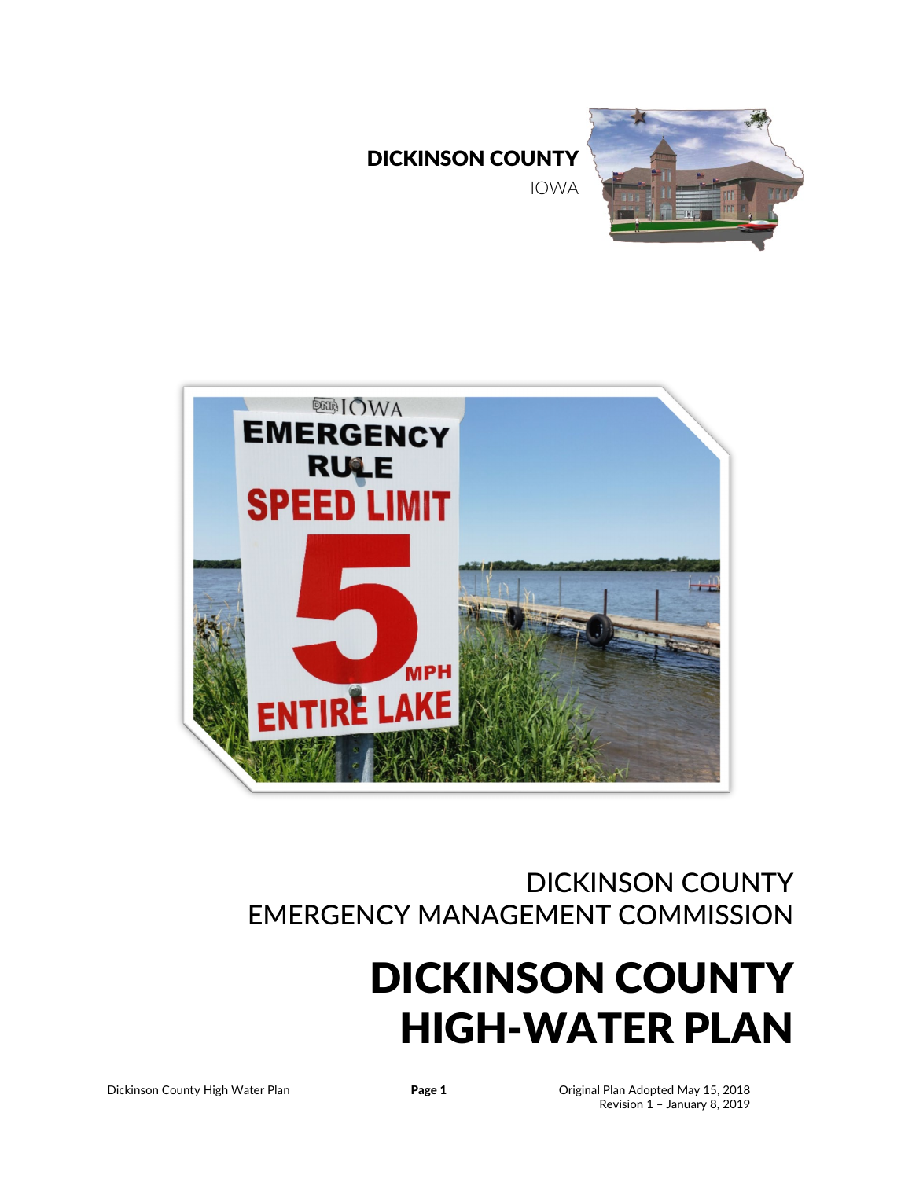DICKINSON COUNTY

IOWA

DICKINSON COUNTY
EMERGENCY MANAGEMENT COMMISSION

# DICKINSON COUNTY HIGH-WATER PLAN

Original Plan Adopted May 15, 2018
Revision 1 – January 8, 2019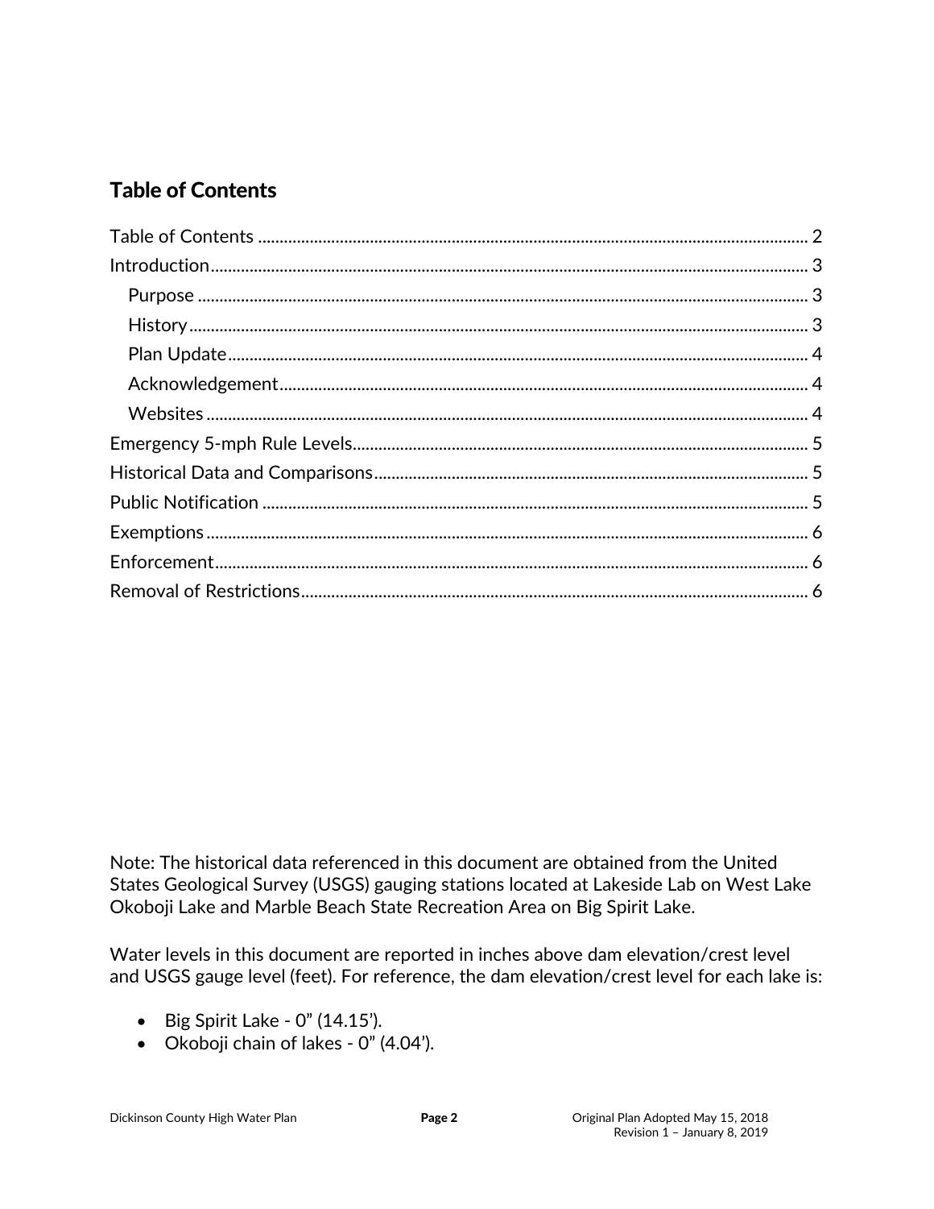## Table of Contents

- Table of Contents ........ 2
- Introduction ........ 3
  - Purpose ........ 3
  - History ........ 3
  - Plan Update ........ 4
  - Acknowledgement ........ 4
  - Websites ........ 4
- Emergency 5-mph Rule Levels ........ 5
- Historical Data and Comparisons ........ 5
- Public Notification ........ 5
- Exemptions ........ 6
- Enforcement ........ 6
- Removal of Restrictions ........ 6

Note: The historical data referenced in this document are obtained from the United States Geological Survey (USGS) gauging stations located at Lakeside Lab on West Lake Okoboji Lake and Marble Beach State Recreation Area on Big Spirit Lake.

Water levels in this document are reported in inches above dam elevation/crest level and USGS gauge level (feet). For reference, the dam elevation/crest level for each lake is:

- Big Spirit Lake - 0" (14.15').
- Okoboji chain of lakes - 0" (4.04').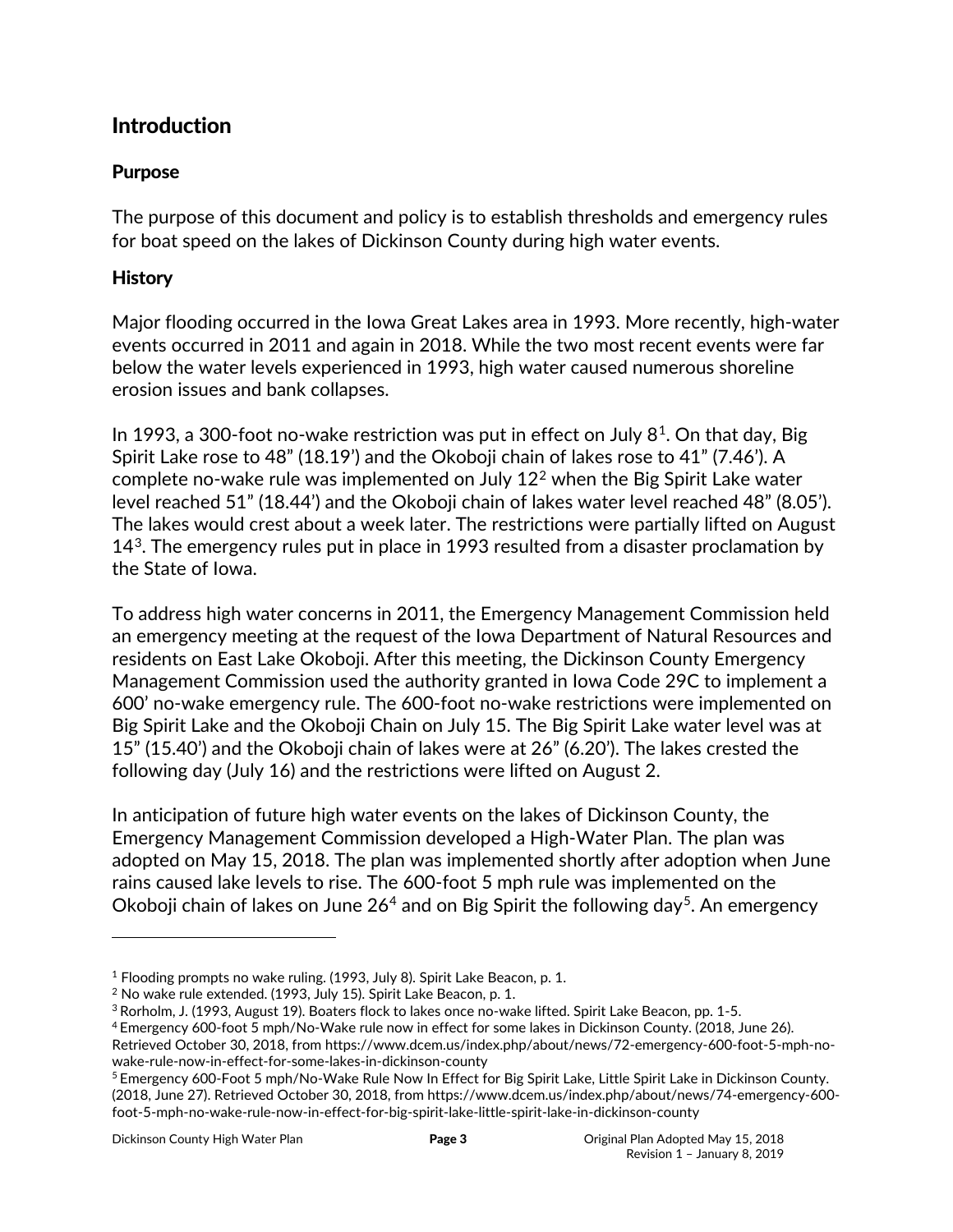## Introduction

### Purpose

The purpose of this document and policy is to establish thresholds and emergency rules for boat speed on the lakes of Dickinson County during high water events.

### History

Major flooding occurred in the Iowa Great Lakes area in 1993. More recently, high-water events occurred in 2011 and again in 2018. While the two most recent events were far below the water levels experienced in 1993, high water caused numerous shoreline erosion issues and bank collapses.

In 1993, a 300-foot no-wake restriction was put in effect on July 8[1]. On that day, Big Spirit Lake rose to 48" (18.19') and the Okoboji chain of lakes rose to 41" (7.46'). A complete no-wake rule was implemented on July 12[2] when the Big Spirit Lake water level reached 51" (18.44') and the Okoboji chain of lakes water level reached 48" (8.05'). The lakes would crest about a week later. The restrictions were partially lifted on August 14[3]. The emergency rules put in place in 1993 resulted from a disaster proclamation by the State of Iowa.

To address high water concerns in 2011, the Emergency Management Commission held an emergency meeting at the request of the Iowa Department of Natural Resources and residents on East Lake Okoboji. After this meeting, the Dickinson County Emergency Management Commission used the authority granted in Iowa Code 29C to implement a 600' no-wake emergency rule. The 600-foot no-wake restrictions were implemented on Big Spirit Lake and the Okoboji Chain on July 15. The Big Spirit Lake water level was at 15" (15.40') and the Okoboji chain of lakes were at 26" (6.20'). The lakes crested the following day (July 16) and the restrictions were lifted on August 2.

In anticipation of future high water events on the lakes of Dickinson County, the Emergency Management Commission developed a High-Water Plan. The plan was adopted on May 15, 2018. The plan was implemented shortly after adoption when June rains caused lake levels to rise. The 600-foot 5 mph rule was implemented on the Okoboji chain of lakes on June 26[4] and on Big Spirit the following day[5]. An emergency

---

[1] Flooding prompts no wake ruling. (1993, July 8). Spirit Lake Beacon, p. 1.

[2] No wake rule extended. (1993, July 15). Spirit Lake Beacon, p. 1.

[3] Rorholm, J. (1993, August 19). Boaters flock to lakes once no-wake lifted. Spirit Lake Beacon, pp. 1-5.

[4] Emergency 600-foot 5 mph/No-Wake rule now in effect for some lakes in Dickinson County. (2018, June 26). Retrieved October 30, 2018, from https://www.dcem.us/index.php/about/news/72-emergency-600-foot-5-mph-no-wake-rule-now-in-effect-for-some-lakes-in-dickinson-county

[5] Emergency 600-Foot 5 mph/No-Wake Rule Now In Effect for Big Spirit Lake, Little Spirit Lake in Dickinson County. (2018, June 27). Retrieved October 30, 2018, from https://www.dcem.us/index.php/about/news/74-emergency-600-foot-5-mph-no-wake-rule-now-in-effect-for-big-spirit-lake-little-spirit-lake-in-dickinson-county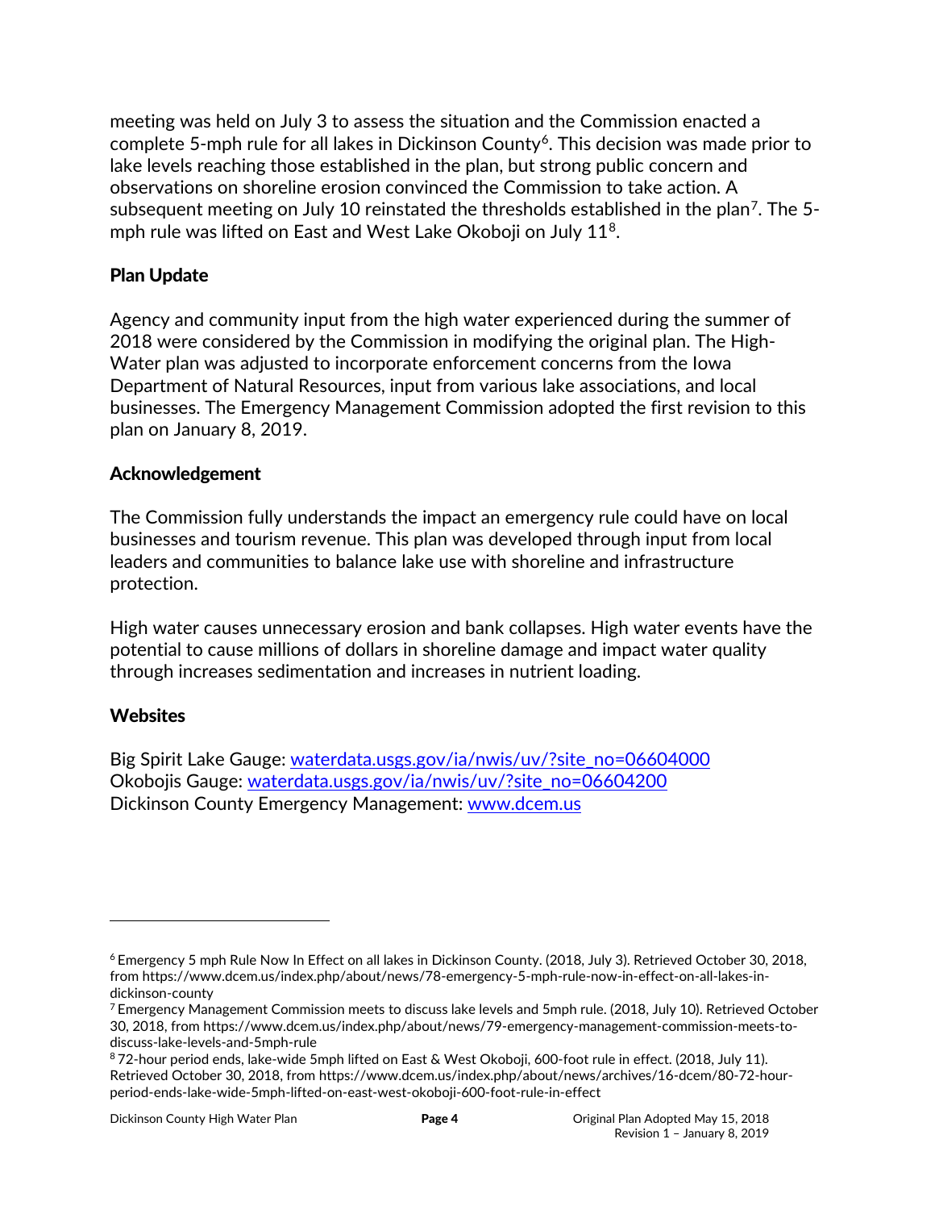meeting was held on July 3 to assess the situation and the Commission enacted a complete 5-mph rule for all lakes in Dickinson County[6]. This decision was made prior to lake levels reaching those established in the plan, but strong public concern and observations on shoreline erosion convinced the Commission to take action. A subsequent meeting on July 10 reinstated the thresholds established in the plan[7]. The 5-mph rule was lifted on East and West Lake Okoboji on July 11[8].

## Plan Update

Agency and community input from the high water experienced during the summer of 2018 were considered by the Commission in modifying the original plan. The High-Water plan was adjusted to incorporate enforcement concerns from the Iowa Department of Natural Resources, input from various lake associations, and local businesses. The Emergency Management Commission adopted the first revision to this plan on January 8, 2019.

## Acknowledgement

The Commission fully understands the impact an emergency rule could have on local businesses and tourism revenue. This plan was developed through input from local leaders and communities to balance lake use with shoreline and infrastructure protection.

High water causes unnecessary erosion and bank collapses. High water events have the potential to cause millions of dollars in shoreline damage and impact water quality through increases sedimentation and increases in nutrient loading.

## Websites

Big Spirit Lake Gauge: [waterdata.usgs.gov/ia/nwis/uv/?site_no=06604000](https://waterdata.usgs.gov/ia/nwis/uv/?site_no=06604000)
Okobojis Gauge: [waterdata.usgs.gov/ia/nwis/uv/?site_no=06604200](https://waterdata.usgs.gov/ia/nwis/uv/?site_no=06604200)
Dickinson County Emergency Management: [www.dcem.us](http://www.dcem.us)

---

[6] Emergency 5 mph Rule Now In Effect on all lakes in Dickinson County. (2018, July 3). Retrieved October 30, 2018, from https://www.dcem.us/index.php/about/news/78-emergency-5-mph-rule-now-in-effect-on-all-lakes-in-dickinson-county

[7] Emergency Management Commission meets to discuss lake levels and 5mph rule. (2018, July 10). Retrieved October 30, 2018, from https://www.dcem.us/index.php/about/news/79-emergency-management-commission-meets-to-discuss-lake-levels-and-5mph-rule

[8] 72-hour period ends, lake-wide 5mph lifted on East & West Okoboji, 600-foot rule in effect. (2018, July 11). Retrieved October 30, 2018, from https://www.dcem.us/index.php/about/news/archives/16-dcem/80-72-hour-period-ends-lake-wide-5mph-lifted-on-east-west-okoboji-600-foot-rule-in-effect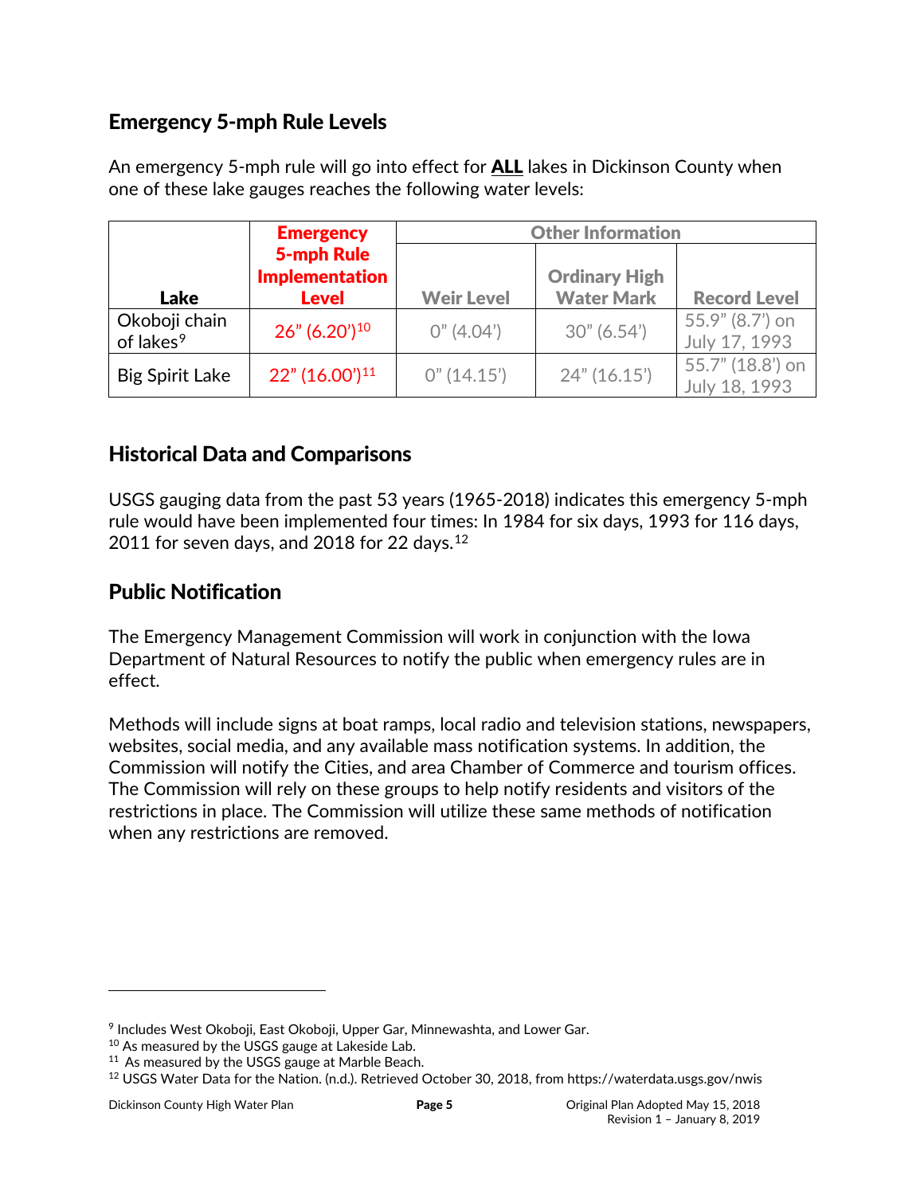## Emergency 5-mph Rule Levels

An emergency 5-mph rule will go into effect for **ALL** lakes in Dickinson County when one of these lake gauges reaches the following water levels:

| Lake | Emergency 5-mph Rule Implementation Level | Other Information | | |
|---|---|---|---|---|
| | | Weir Level | Ordinary High Water Mark | Record Level |
| Okoboji chain of lakes[9] | 26" (6.20')[10] | 0" (4.04') | 30" (6.54') | 55.9" (8.7') on July 17, 1993 |
| Big Spirit Lake | 22" (16.00')[11] | 0" (14.15') | 24" (16.15') | 55.7" (18.8') on July 18, 1993 |

## Historical Data and Comparisons

USGS gauging data from the past 53 years (1965-2018) indicates this emergency 5-mph rule would have been implemented four times: In 1984 for six days, 1993 for 116 days, 2011 for seven days, and 2018 for 22 days.[12]

## Public Notification

The Emergency Management Commission will work in conjunction with the Iowa Department of Natural Resources to notify the public when emergency rules are in effect.

Methods will include signs at boat ramps, local radio and television stations, newspapers, websites, social media, and any available mass notification systems. In addition, the Commission will notify the Cities, and area Chamber of Commerce and tourism offices. The Commission will rely on these groups to help notify residents and visitors of the restrictions in place. The Commission will utilize these same methods of notification when any restrictions are removed.

---

[9] Includes West Okoboji, East Okoboji, Upper Gar, Minnewashta, and Lower Gar.

[10] As measured by the USGS gauge at Lakeside Lab.

[11] As measured by the USGS gauge at Marble Beach.

[12] USGS Water Data for the Nation. (n.d.). Retrieved October 30, 2018, from https://waterdata.usgs.gov/nwis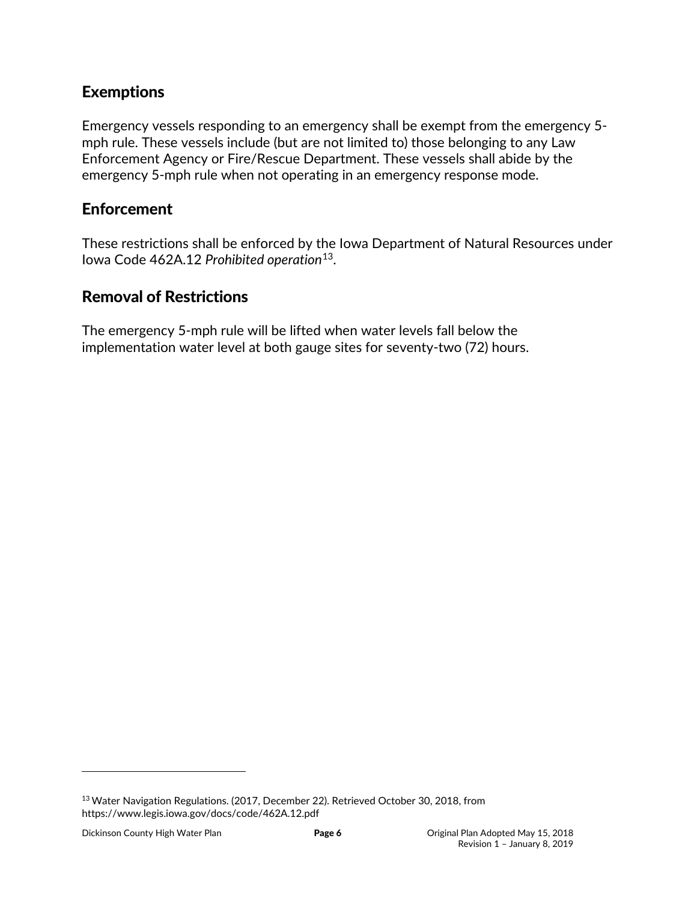## Exemptions

Emergency vessels responding to an emergency shall be exempt from the emergency 5-mph rule. These vessels include (but are not limited to) those belonging to any Law Enforcement Agency or Fire/Rescue Department. These vessels shall abide by the emergency 5-mph rule when not operating in an emergency response mode.

## Enforcement

These restrictions shall be enforced by the Iowa Department of Natural Resources under Iowa Code 462A.12 *Prohibited operation*[13].

## Removal of Restrictions

The emergency 5-mph rule will be lifted when water levels fall below the implementation water level at both gauge sites for seventy-two (72) hours.

---

[13] Water Navigation Regulations. (2017, December 22). Retrieved October 30, 2018, from https://www.legis.iowa.gov/docs/code/462A.12.pdf